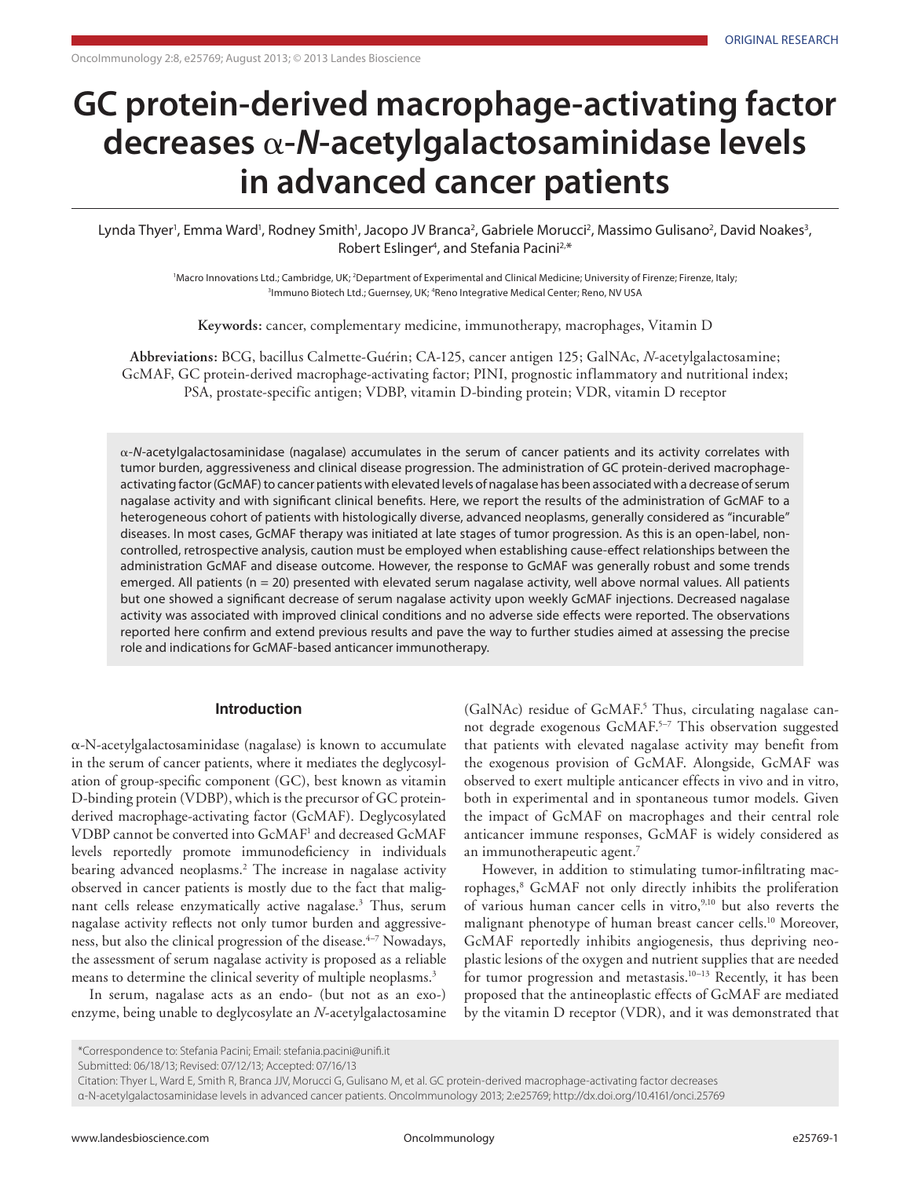ORIGINAL RESEARCH

# GC protein-derived macrophage-activating factor decreases α-*N*-acetylgalactosaminidase levels in advanced cancer patients

Lynda Thyer[1], Emma Ward[1], Rodney Smith[1], Jacopo JV Branca[2], Gabriele Morucci[2], Massimo Gulisano[2], David Noakes[3], Robert Eslinger[4], and Stefania Pacini[2,*]

[1]Macro Innovations Ltd.; Cambridge, UK; [2]Department of Experimental and Clinical Medicine; University of Firenze; Firenze, Italy; [3]Immuno Biotech Ltd.; Guernsey, UK; [4]Reno Integrative Medical Center; Reno, NV USA

**Keywords:** cancer, complementary medicine, immunotherapy, macrophages, Vitamin D

**Abbreviations:** BCG, bacillus Calmette-Guérin; CA-125, cancer antigen 125; GalNAc, *N*-acetylgalactosamine; GcMAF, GC protein-derived macrophage-activating factor; PINI, prognostic inflammatory and nutritional index; PSA, prostate-specific antigen; VDBP, vitamin D-binding protein; VDR, vitamin D receptor

α-*N*-acetylgalactosaminidase (nagalase) accumulates in the serum of cancer patients and its activity correlates with tumor burden, aggressiveness and clinical disease progression. The administration of GC protein-derived macrophage-activating factor (GcMAF) to cancer patients with elevated levels of nagalase has been associated with a decrease of serum nagalase activity and with significant clinical benefits. Here, we report the results of the administration of GcMAF to a heterogeneous cohort of patients with histologically diverse, advanced neoplasms, generally considered as "incurable" diseases. In most cases, GcMAF therapy was initiated at late stages of tumor progression. As this is an open-label, non-controlled, retrospective analysis, caution must be employed when establishing cause-effect relationships between the administration GcMAF and disease outcome. However, the response to GcMAF was generally robust and some trends emerged. All patients (n = 20) presented with elevated serum nagalase activity, well above normal values. All patients but one showed a significant decrease of serum nagalase activity upon weekly GcMAF injections. Decreased nagalase activity was associated with improved clinical conditions and no adverse side effects were reported. The observations reported here confirm and extend previous results and pave the way to further studies aimed at assessing the precise role and indications for GcMAF-based anticancer immunotherapy.

## Introduction

α-N-acetylgalactosaminidase (nagalase) is known to accumulate in the serum of cancer patients, where it mediates the deglycosylation of group-specific component (GC), best known as vitamin D-binding protein (VDBP), which is the precursor of GC protein-derived macrophage-activating factor (GcMAF). Deglycosylated VDBP cannot be converted into GcMAF[1] and decreased GcMAF levels reportedly promote immunodeficiency in individuals bearing advanced neoplasms.[2] The increase in nagalase activity observed in cancer patients is mostly due to the fact that malignant cells release enzymatically active nagalase.[3] Thus, serum nagalase activity reflects not only tumor burden and aggressiveness, but also the clinical progression of the disease.[4–7] Nowadays, the assessment of serum nagalase activity is proposed as a reliable means to determine the clinical severity of multiple neoplasms.[3]

In serum, nagalase acts as an endo- (but not as an exo-) enzyme, being unable to deglycosylate an *N*-acetylgalactosamine (GalNAc) residue of GcMAF.[5] Thus, circulating nagalase cannot degrade exogenous GcMAF.[5–7] This observation suggested that patients with elevated nagalase activity may benefit from the exogenous provision of GcMAF. Alongside, GcMAF was observed to exert multiple anticancer effects in vivo and in vitro, both in experimental and in spontaneous tumor models. Given the impact of GcMAF on macrophages and their central role anticancer immune responses, GcMAF is widely considered as an immunotherapeutic agent.[7]

However, in addition to stimulating tumor-infiltrating macrophages,[8] GcMAF not only directly inhibits the proliferation of various human cancer cells in vitro,[9,10] but also reverts the malignant phenotype of human breast cancer cells.[10] Moreover, GcMAF reportedly inhibits angiogenesis, thus depriving neoplastic lesions of the oxygen and nutrient supplies that are needed for tumor progression and metastasis.[10–13] Recently, it has been proposed that the antineoplastic effects of GcMAF are mediated by the vitamin D receptor (VDR), and it was demonstrated that

*Correspondence to: Stefania Pacini; Email: stefania.pacini@unifi.it
Submitted: 06/18/13; Revised: 07/12/13; Accepted: 07/16/13
Citation: Thyer L, Ward E, Smith R, Branca JJV, Morucci G, Gulisano M, et al. GC protein-derived macrophage-activating factor decreases α-N-acetylgalactosaminidase levels in advanced cancer patients. OncoImmunology 2013; 2:e25769; http://dx.doi.org/10.4161/onci.25769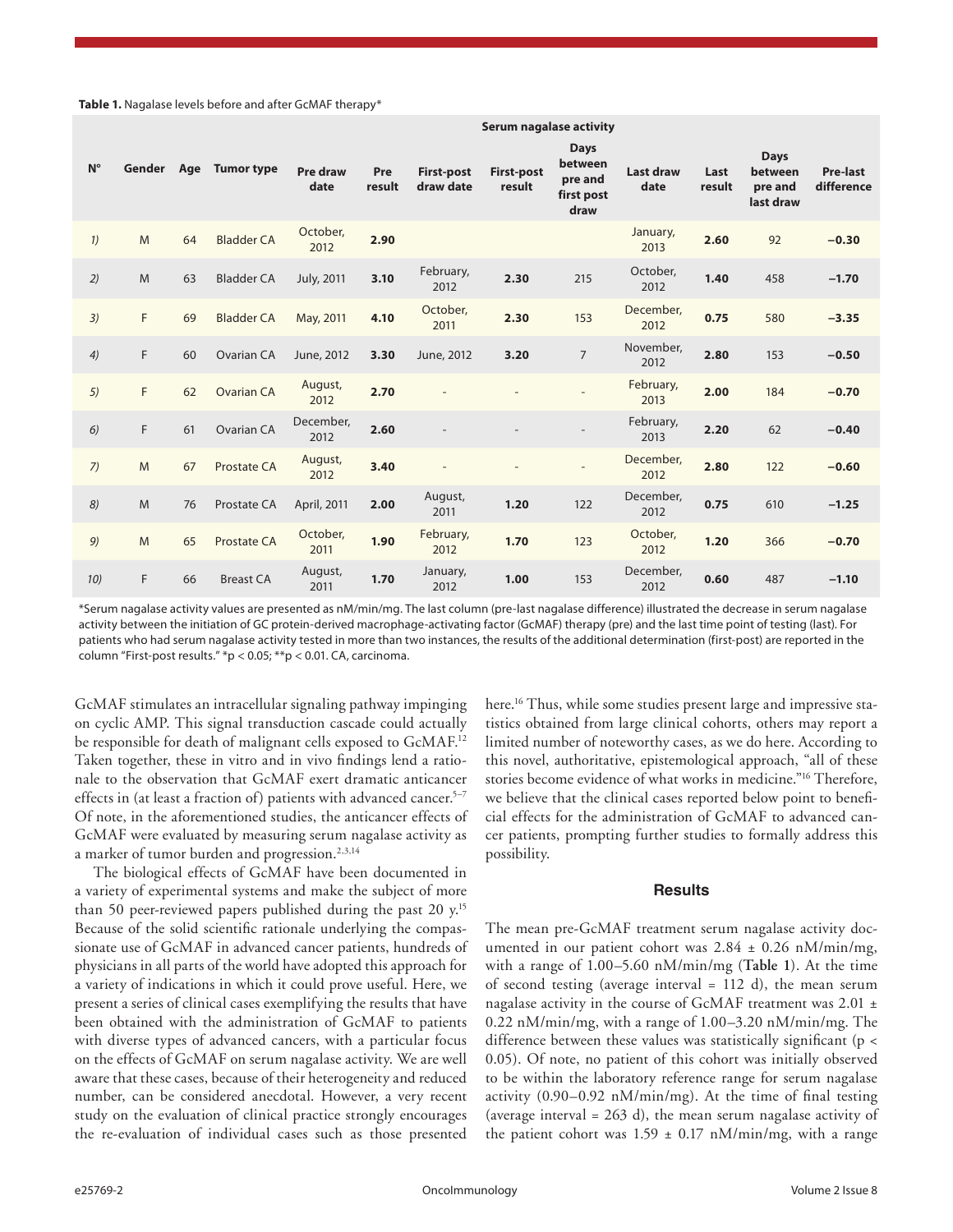**Table 1.** Nagalase levels before and after GcMAF therapy*

| N° | Gender | Age | Tumor type | Serum nagalase activity | | | | | | | | |
|---|---|---|---|---|---|---|---|---|---|---|---|---|
| | | | | Pre draw date | Pre result | First-post draw date | First-post result | Days between pre and first post draw | Last draw date | Last result | Days between pre and last draw | Pre-last difference |
| *1)* | M | 64 | Bladder CA | October, 2012 | **2.90** | | | | January, 2013 | **2.60** | 92 | **−0.30** |
| *2)* | M | 63 | Bladder CA | July, 2011 | **3.10** | February, 2012 | **2.30** | 215 | October, 2012 | **1.40** | 458 | **−1.70** |
| *3)* | F | 69 | Bladder CA | May, 2011 | **4.10** | October, 2011 | **2.30** | 153 | December, 2012 | **0.75** | 580 | **−3.35** |
| *4)* | F | 60 | Ovarian CA | June, 2012 | **3.30** | June, 2012 | **3.20** | 7 | November, 2012 | **2.80** | 153 | **−0.50** |
| *5)* | F | 62 | Ovarian CA | August, 2012 | **2.70** | - | - | - | February, 2013 | **2.00** | 184 | **−0.70** |
| *6)* | F | 61 | Ovarian CA | December, 2012 | **2.60** | - | - | - | February, 2013 | **2.20** | 62 | **−0.40** |
| *7)* | M | 67 | Prostate CA | August, 2012 | **3.40** | - | - | - | December, 2012 | **2.80** | 122 | **−0.60** |
| *8)* | M | 76 | Prostate CA | April, 2011 | **2.00** | August, 2011 | **1.20** | 122 | December, 2012 | **0.75** | 610 | **−1.25** |
| *9)* | M | 65 | Prostate CA | October, 2011 | **1.90** | February, 2012 | **1.70** | 123 | October, 2012 | **1.20** | 366 | **−0.70** |
| *10)* | F | 66 | Breast CA | August, 2011 | **1.70** | January, 2012 | **1.00** | 153 | December, 2012 | **0.60** | 487 | **−1.10** |

*Serum nagalase activity values are presented as nM/min/mg. The last column (pre-last nagalase difference) illustrated the decrease in serum nagalase activity between the initiation of GC protein-derived macrophage-activating factor (GcMAF) therapy (pre) and the last time point of testing (last). For patients who had serum nagalase activity tested in more than two instances, the results of the additional determination (first-post) are reported in the column "First-post results." *$p < 0.05$; **$p < 0.01$. CA, carcinoma.

GcMAF stimulates an intracellular signaling pathway impinging on cyclic AMP. This signal transduction cascade could actually be responsible for death of malignant cells exposed to GcMAF.[12] Taken together, these in vitro and in vivo findings lend a rationale to the observation that GcMAF exert dramatic anticancer effects in (at least a fraction of) patients with advanced cancer.[5–7] Of note, in the aforementioned studies, the anticancer effects of GcMAF were evaluated by measuring serum nagalase activity as a marker of tumor burden and progression.[2,3,14]

The biological effects of GcMAF have been documented in a variety of experimental systems and make the subject of more than 50 peer-reviewed papers published during the past 20 y.[15] Because of the solid scientific rationale underlying the compassionate use of GcMAF in advanced cancer patients, hundreds of physicians in all parts of the world have adopted this approach for a variety of indications in which it could prove useful. Here, we present a series of clinical cases exemplifying the results that have been obtained with the administration of GcMAF to patients with diverse types of advanced cancers, with a particular focus on the effects of GcMAF on serum nagalase activity. We are well aware that these cases, because of their heterogeneity and reduced number, can be considered anecdotal. However, a very recent study on the evaluation of clinical practice strongly encourages the re-evaluation of individual cases such as those presented here.[16] Thus, while some studies present large and impressive statistics obtained from large clinical cohorts, others may report a limited number of noteworthy cases, as we do here. According to this novel, authoritative, epistemological approach, "all of these stories become evidence of what works in medicine."[16] Therefore, we believe that the clinical cases reported below point to beneficial effects for the administration of GcMAF to advanced cancer patients, prompting further studies to formally address this possibility.

## Results

The mean pre-GcMAF treatment serum nagalase activity documented in our patient cohort was 2.84 ± 0.26 nM/min/mg, with a range of 1.00–5.60 nM/min/mg (**Table 1**). At the time of second testing (average interval = 112 d), the mean serum nagalase activity in the course of GcMAF treatment was 2.01 ± 0.22 nM/min/mg, with a range of 1.00–3.20 nM/min/mg. The difference between these values was statistically significant ($p < 0.05$). Of note, no patient of this cohort was initially observed to be within the laboratory reference range for serum nagalase activity (0.90–0.92 nM/min/mg). At the time of final testing (average interval = 263 d), the mean serum nagalase activity of the patient cohort was 1.59 ± 0.17 nM/min/mg, with a range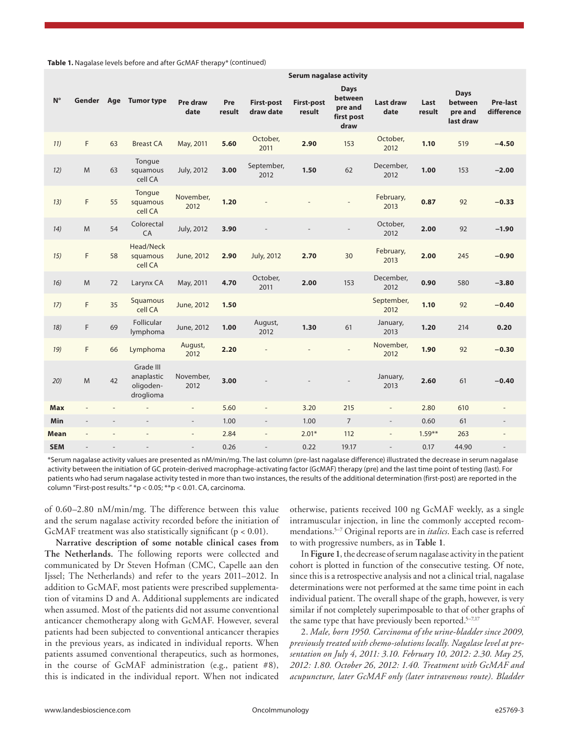**Table 1.** Nagalase levels before and after GcMAF therapy* (continued)

| N° | Gender | Age | Tumor type | Serum nagalase activity | | | | | | | | |
|---|---|---|---|---|---|---|---|---|---|---|---|---|
| | | | | Pre draw date | Pre result | First-post draw date | First-post result | Days between pre and first post draw | Last draw date | Last result | Days between pre and last draw | Pre-last difference |
| *11)* | F | 63 | Breast CA | May, 2011 | **5.60** | October, 2011 | **2.90** | 153 | October, 2012 | **1.10** | 519 | **−4.50** |
| *12)* | M | 63 | Tongue squamous cell CA | July, 2012 | **3.00** | September, 2012 | **1.50** | 62 | December, 2012 | **1.00** | 153 | **−2.00** |
| *13)* | F | 55 | Tongue squamous cell CA | November, 2012 | **1.20** | - | - | - | February, 2013 | **0.87** | 92 | **−0.33** |
| *14)* | M | 54 | Colorectal CA | July, 2012 | **3.90** | - | - | - | October, 2012 | **2.00** | 92 | **−1.90** |
| *15)* | F | 58 | Head/Neck squamous cell CA | June, 2012 | **2.90** | July, 2012 | **2.70** | 30 | February, 2013 | **2.00** | 245 | **−0.90** |
| *16)* | M | 72 | Larynx CA | May, 2011 | **4.70** | October, 2011 | **2.00** | 153 | December, 2012 | **0.90** | 580 | **−3.80** |
| *17)* | F | 35 | Squamous cell CA | June, 2012 | **1.50** | | | | September, 2012 | **1.10** | 92 | **−0.40** |
| *18)* | F | 69 | Follicular lymphoma | June, 2012 | **1.00** | August, 2012 | **1.30** | 61 | January, 2013 | **1.20** | 214 | **0.20** |
| *19)* | F | 66 | Lymphoma | August, 2012 | **2.20** | - | - | - | November, 2012 | **1.90** | 92 | **−0.30** |
| *20)* | M | 42 | Grade III anaplastic oligodendroglioma | November, 2012 | **3.00** | - | - | - | January, 2013 | **2.60** | 61 | **−0.40** |
| **Max** | - | - | - | - | 5.60 | - | 3.20 | 215 | - | 2.80 | 610 | - |
| **Min** | - | - | - | - | 1.00 | - | 1.00 | 7 | - | 0.60 | 61 | - |
| **Mean** | - | - | - | - | 2.84 | - | 2.01* | 112 | - | 1.59** | 263 | - |
| **SEM** | - | - | - | - | 0.26 | - | 0.22 | 19.17 | - | 0.17 | 44.90 | - |

*Serum nagalase activity values are presented as nM/min/mg. The last column (pre-last nagalase difference) illustrated the decrease in serum nagalase activity between the initiation of GC protein-derived macrophage-activating factor (GcMAF) therapy (pre) and the last time point of testing (last). For patients who had serum nagalase activity tested in more than two instances, the results of the additional determination (first-post) are reported in the column "First-post results." *$p < 0.05$; **$p < 0.01$. CA, carcinoma.

of 0.60–2.80 nM/min/mg. The difference between this value and the serum nagalase activity recorded before the initiation of GcMAF treatment was also statistically significant ($p < 0.01$).

**Narrative description of some notable clinical cases from The Netherlands.** The following reports were collected and communicated by Dr Steven Hofman (CMC, Capelle aan den Ijssel; The Netherlands) and refer to the years 2011–2012. In addition to GcMAF, most patients were prescribed supplementation of vitamins D and A. Additional supplements are indicated when assumed. Most of the patients did not assume conventional anticancer chemotherapy along with GcMAF. However, several patients had been subjected to conventional anticancer therapies in the previous years, as indicated in individual reports. When patients assumed conventional therapeutics, such as hormones, in the course of GcMAF administration (e.g., patient #8), this is indicated in the individual report. When not indicated otherwise, patients received 100 ng GcMAF weekly, as a single intramuscular injection, in line the commonly accepted recommendations.[5–7] Original reports are in *italics*. Each case is referred to with progressive numbers, as in **Table 1**.

In **Figure 1**, the decrease of serum nagalase activity in the patient cohort is plotted in function of the consecutive testing. Of note, since this is a retrospective analysis and not a clinical trial, nagalase determinations were not performed at the same time point in each individual patient. The overall shape of the graph, however, is very similar if not completely superimposable to that of other graphs of the same type that have previously been reported.[5–7,17]

2. *Male, born 1950. Carcinoma of the urine-bladder since 2009, previously treated with chemo-solutions locally. Nagalase level at presentation on July 4, 2011: 3.10. February 10, 2012: 2.30. May 25, 2012: 1.80. October 26, 2012: 1.40. Treatment with GcMAF and acupuncture, later GcMAF only (later intravenous route). Bladder*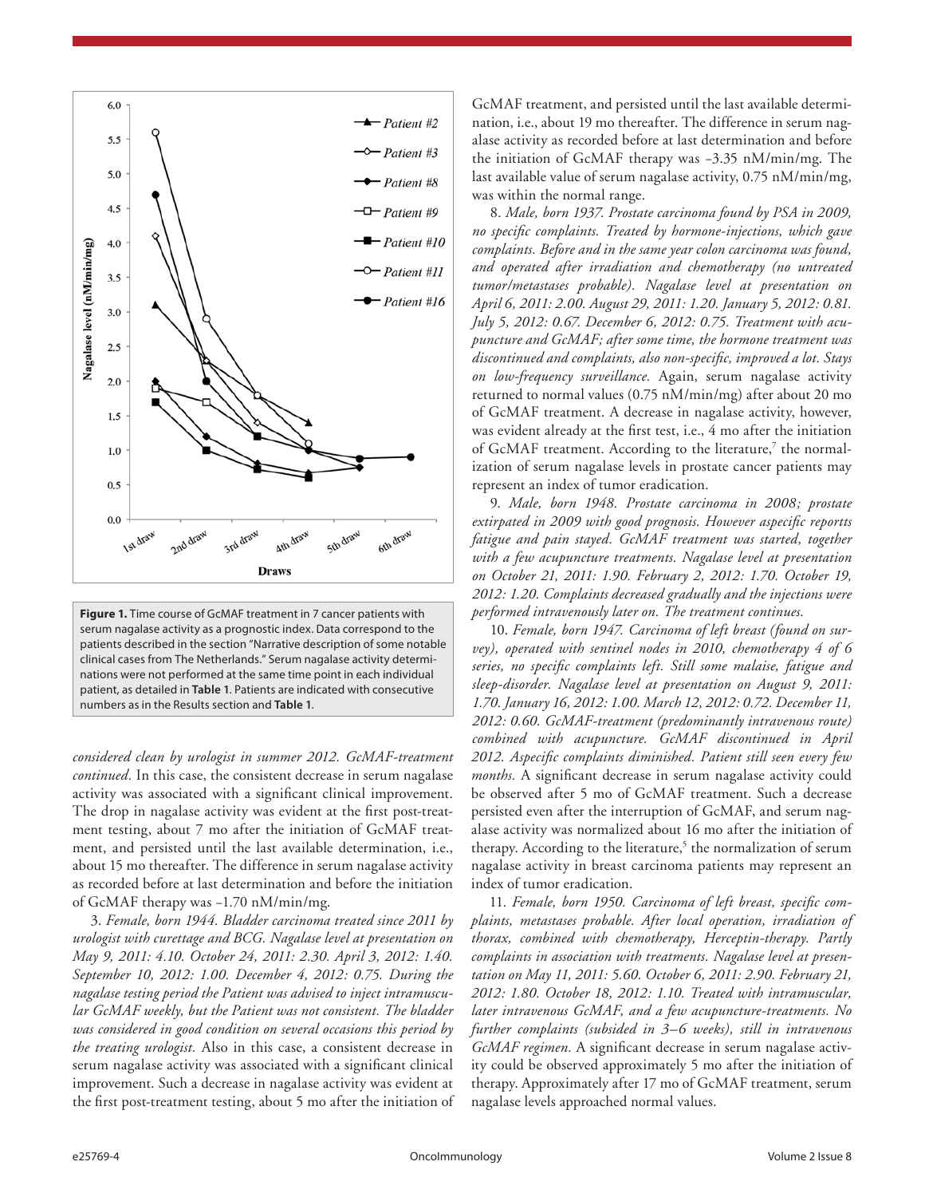**Figure 1.** Time course of GcMAF treatment in 7 cancer patients with serum nagalase activity as a prognostic index. Data correspond to the patients described in the section "Narrative description of some notable clinical cases from The Netherlands." Serum nagalase activity determinations were not performed at the same time point in each individual patient, as detailed in **Table 1**. Patients are indicated with consecutive numbers as in the Results section and **Table 1**.

*considered clean by urologist in summer 2012. GcMAF-treatment continued.* In this case, the consistent decrease in serum nagalase activity was associated with a significant clinical improvement. The drop in nagalase activity was evident at the first post-treatment testing, about 7 mo after the initiation of GcMAF treatment, and persisted until the last available determination, i.e., about 15 mo thereafter. The difference in serum nagalase activity as recorded before at last determination and before the initiation of GcMAF therapy was −1.70 nM/min/mg.

3. *Female, born 1944. Bladder carcinoma treated since 2011 by urologist with curettage and BCG. Nagalase level at presentation on May 9, 2011: 4.10. October 24, 2011: 2.30. April 3, 2012: 1.40. September 10, 2012: 1.00. December 4, 2012: 0.75. During the nagalase testing period the Patient was advised to inject intramuscular GcMAF weekly, but the Patient was not consistent. The bladder was considered in good condition on several occasions this period by the treating urologist.* Also in this case, a consistent decrease in serum nagalase activity was associated with a significant clinical improvement. Such a decrease in nagalase activity was evident at the first post-treatment testing, about 5 mo after the initiation of GcMAF treatment, and persisted until the last available determination, i.e., about 19 mo thereafter. The difference in serum nagalase activity as recorded before at last determination and before the initiation of GcMAF therapy was −3.35 nM/min/mg. The last available value of serum nagalase activity, 0.75 nM/min/mg, was within the normal range.

8. *Male, born 1937. Prostate carcinoma found by PSA in 2009, no specific complaints. Treated by hormone-injections, which gave complaints. Before and in the same year colon carcinoma was found, and operated after irradiation and chemotherapy (no untreated tumor/metastases probable). Nagalase level at presentation on April 6, 2011: 2.00. August 29, 2011: 1.20. January 5, 2012: 0.81. July 5, 2012: 0.67. December 6, 2012: 0.75. Treatment with acupuncture and GcMAF; after some time, the hormone treatment was discontinued and complaints, also non-specific, improved a lot. Stays on low-frequency surveillance.* Again, serum nagalase activity returned to normal values (0.75 nM/min/mg) after about 20 mo of GcMAF treatment. A decrease in nagalase activity, however, was evident already at the first test, i.e., 4 mo after the initiation of GcMAF treatment. According to the literature,[7] the normalization of serum nagalase levels in prostate cancer patients may represent an index of tumor eradication.

9. *Male, born 1948. Prostate carcinoma in 2008; prostate extirpated in 2009 with good prognosis. However aspecific reportts fatigue and pain stayed. GcMAF treatment was started, together with a few acupuncture treatments. Nagalase level at presentation on October 21, 2011: 1.90. February 2, 2012: 1.70. October 19, 2012: 1.20. Complaints decreased gradually and the injections were performed intravenously later on. The treatment continues.*

10. *Female, born 1947. Carcinoma of left breast (found on survey), operated with sentinel nodes in 2010, chemotherapy 4 of 6 series, no specific complaints left. Still some malaise, fatigue and sleep-disorder. Nagalase level at presentation on August 9, 2011: 1.70. January 16, 2012: 1.00. March 12, 2012: 0.72. December 11, 2012: 0.60. GcMAF-treatment (predominantly intravenous route) combined with acupuncture. GcMAF discontinued in April 2012. Aspecific complaints diminished. Patient still seen every few months.* A significant decrease in serum nagalase activity could be observed after 5 mo of GcMAF treatment. Such a decrease persisted even after the interruption of GcMAF, and serum nagalase activity was normalized about 16 mo after the initiation of therapy. According to the literature,[5] the normalization of serum nagalase activity in breast carcinoma patients may represent an index of tumor eradication.

11. *Female, born 1950. Carcinoma of left breast, specific complaints, metastases probable. After local operation, irradiation of thorax, combined with chemotherapy, Herceptin-therapy. Partly complaints in association with treatments. Nagalase level at presentation on May 11, 2011: 5.60. October 6, 2011: 2.90. February 21, 2012: 1.80. October 18, 2012: 1.10. Treated with intramuscular, later intravenous GcMAF, and a few acupuncture-treatments. No further complaints (subsided in 3–6 weeks), still in intravenous GcMAF regimen.* A significant decrease in serum nagalase activity could be observed approximately 5 mo after the initiation of therapy. Approximately after 17 mo of GcMAF treatment, serum nagalase levels approached normal values.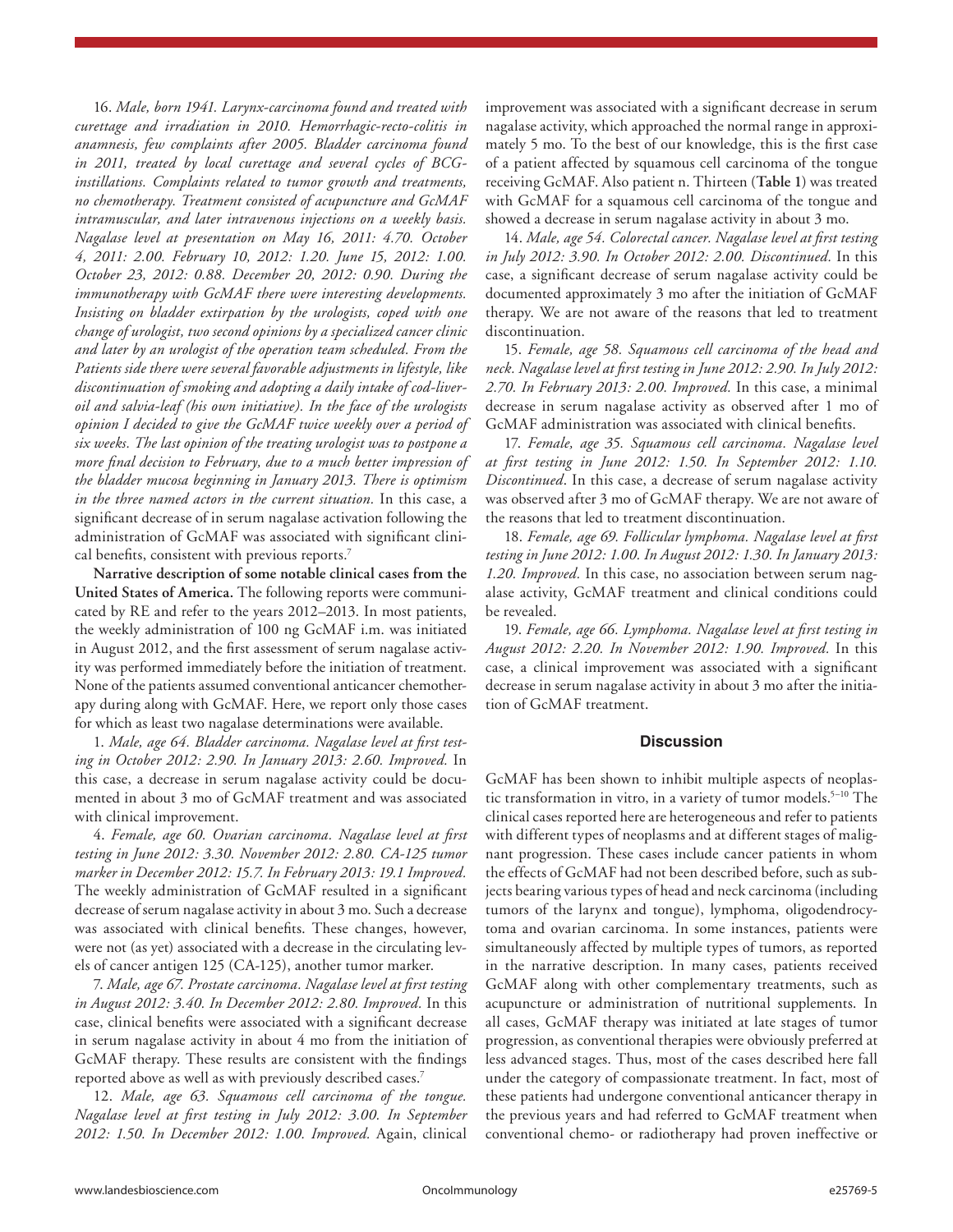16. *Male, born 1941. Larynx-carcinoma found and treated with curettage and irradiation in 2010. Hemorrhagic-recto-colitis in anamnesis, few complaints after 2005. Bladder carcinoma found in 2011, treated by local curettage and several cycles of BCG-instillations. Complaints related to tumor growth and treatments, no chemotherapy. Treatment consisted of acupuncture and GcMAF intramuscular, and later intravenous injections on a weekly basis. Nagalase level at presentation on May 16, 2011: 4.70. October 4, 2011: 2.00. February 10, 2012: 1.20. June 15, 2012: 1.00. October 23, 2012: 0.88. December 20, 2012: 0.90. During the immunotherapy with GcMAF there were interesting developments. Insisting on bladder extirpation by the urologists, coped with one change of urologist, two second opinions by a specialized cancer clinic and later by an urologist of the operation team scheduled. From the Patients side there were several favorable adjustments in lifestyle, like discontinuation of smoking and adopting a daily intake of cod-liver-oil and salvia-leaf (his own initiative). In the face of the urologists opinion I decided to give the GcMAF twice weekly over a period of six weeks. The last opinion of the treating urologist was to postpone a more final decision to February, due to a much better impression of the bladder mucosa beginning in January 2013. There is optimism in the three named actors in the current situation.* In this case, a significant decrease of in serum nagalase activation following the administration of GcMAF was associated with significant clinical benefits, consistent with previous reports.[7]

**Narrative description of some notable clinical cases from the United States of America.** The following reports were communicated by RE and refer to the years 2012–2013. In most patients, the weekly administration of 100 ng GcMAF i.m. was initiated in August 2012, and the first assessment of serum nagalase activity was performed immediately before the initiation of treatment. None of the patients assumed conventional anticancer chemotherapy during along with GcMAF. Here, we report only those cases for which as least two nagalase determinations were available.

1. *Male, age 64. Bladder carcinoma. Nagalase level at first testing in October 2012: 2.90. In January 2013: 2.60. Improved.* In this case, a decrease in serum nagalase activity could be documented in about 3 mo of GcMAF treatment and was associated with clinical improvement.

4. *Female, age 60. Ovarian carcinoma. Nagalase level at first testing in June 2012: 3.30. November 2012: 2.80. CA-125 tumor marker in December 2012: 15.7. In February 2013: 19.1 Improved.* The weekly administration of GcMAF resulted in a significant decrease of serum nagalase activity in about 3 mo. Such a decrease was associated with clinical benefits. These changes, however, were not (as yet) associated with a decrease in the circulating levels of cancer antigen 125 (CA-125), another tumor marker.

7. *Male, age 67. Prostate carcinoma. Nagalase level at first testing in August 2012: 3.40. In December 2012: 2.80. Improved.* In this case, clinical benefits were associated with a significant decrease in serum nagalase activity in about 4 mo from the initiation of GcMAF therapy. These results are consistent with the findings reported above as well as with previously described cases.[7]

12. *Male, age 63. Squamous cell carcinoma of the tongue. Nagalase level at first testing in July 2012: 3.00. In September 2012: 1.50. In December 2012: 1.00. Improved.* Again, clinical improvement was associated with a significant decrease in serum nagalase activity, which approached the normal range in approximately 5 mo. To the best of our knowledge, this is the first case of a patient affected by squamous cell carcinoma of the tongue receiving GcMAF. Also patient n. Thirteen (**Table 1**) was treated with GcMAF for a squamous cell carcinoma of the tongue and showed a decrease in serum nagalase activity in about 3 mo.

14. *Male, age 54. Colorectal cancer. Nagalase level at first testing in July 2012: 3.90. In October 2012: 2.00. Discontinued.* In this case, a significant decrease of serum nagalase activity could be documented approximately 3 mo after the initiation of GcMAF therapy. We are not aware of the reasons that led to treatment discontinuation.

15. *Female, age 58. Squamous cell carcinoma of the head and neck. Nagalase level at first testing in June 2012: 2.90. In July 2012: 2.70. In February 2013: 2.00. Improved.* In this case, a minimal decrease in serum nagalase activity as observed after 1 mo of GcMAF administration was associated with clinical benefits.

17. *Female, age 35. Squamous cell carcinoma. Nagalase level at first testing in June 2012: 1.50. In September 2012: 1.10. Discontinued*. In this case, a decrease of serum nagalase activity was observed after 3 mo of GcMAF therapy. We are not aware of the reasons that led to treatment discontinuation.

18. *Female, age 69. Follicular lymphoma. Nagalase level at first testing in June 2012: 1.00. In August 2012: 1.30. In January 2013: 1.20. Improved.* In this case, no association between serum nagalase activity, GcMAF treatment and clinical conditions could be revealed.

19. *Female, age 66. Lymphoma. Nagalase level at first testing in August 2012: 2.20. In November 2012: 1.90. Improved.* In this case, a clinical improvement was associated with a significant decrease in serum nagalase activity in about 3 mo after the initiation of GcMAF treatment.

## Discussion

GcMAF has been shown to inhibit multiple aspects of neoplastic transformation in vitro, in a variety of tumor models.[5–10] The clinical cases reported here are heterogeneous and refer to patients with different types of neoplasms and at different stages of malignant progression. These cases include cancer patients in whom the effects of GcMAF had not been described before, such as subjects bearing various types of head and neck carcinoma (including tumors of the larynx and tongue), lymphoma, oligodendrocytoma and ovarian carcinoma. In some instances, patients were simultaneously affected by multiple types of tumors, as reported in the narrative description. In many cases, patients received GcMAF along with other complementary treatments, such as acupuncture or administration of nutritional supplements. In all cases, GcMAF therapy was initiated at late stages of tumor progression, as conventional therapies were obviously preferred at less advanced stages. Thus, most of the cases described here fall under the category of compassionate treatment. In fact, most of these patients had undergone conventional anticancer therapy in the previous years and had referred to GcMAF treatment when conventional chemo- or radiotherapy had proven ineffective or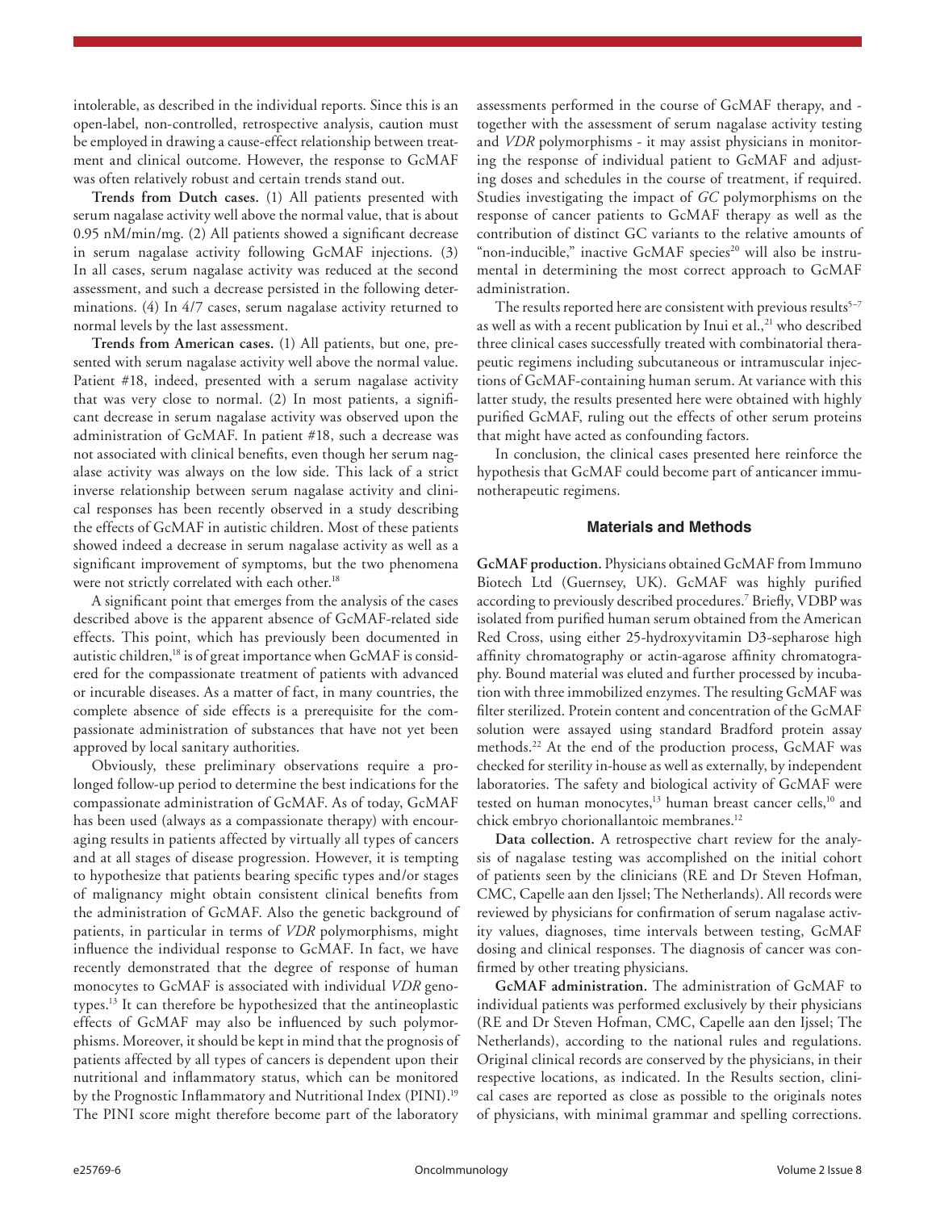intolerable, as described in the individual reports. Since this is an open-label, non-controlled, retrospective analysis, caution must be employed in drawing a cause-effect relationship between treatment and clinical outcome. However, the response to GcMAF was often relatively robust and certain trends stand out.

**Trends from Dutch cases.** (1) All patients presented with serum nagalase activity well above the normal value, that is about 0.95 nM/min/mg. (2) All patients showed a significant decrease in serum nagalase activity following GcMAF injections. (3) In all cases, serum nagalase activity was reduced at the second assessment, and such a decrease persisted in the following determinations. (4) In 4/7 cases, serum nagalase activity returned to normal levels by the last assessment.

**Trends from American cases.** (1) All patients, but one, presented with serum nagalase activity well above the normal value. Patient #18, indeed, presented with a serum nagalase activity that was very close to normal. (2) In most patients, a significant decrease in serum nagalase activity was observed upon the administration of GcMAF. In patient #18, such a decrease was not associated with clinical benefits, even though her serum nagalase activity was always on the low side. This lack of a strict inverse relationship between serum nagalase activity and clinical responses has been recently observed in a study describing the effects of GcMAF in autistic children. Most of these patients showed indeed a decrease in serum nagalase activity as well as a significant improvement of symptoms, but the two phenomena were not strictly correlated with each other.[18]

A significant point that emerges from the analysis of the cases described above is the apparent absence of GcMAF-related side effects. This point, which has previously been documented in autistic children,[18] is of great importance when GcMAF is considered for the compassionate treatment of patients with advanced or incurable diseases. As a matter of fact, in many countries, the complete absence of side effects is a prerequisite for the compassionate administration of substances that have not yet been approved by local sanitary authorities.

Obviously, these preliminary observations require a prolonged follow-up period to determine the best indications for the compassionate administration of GcMAF. As of today, GcMAF has been used (always as a compassionate therapy) with encouraging results in patients affected by virtually all types of cancers and at all stages of disease progression. However, it is tempting to hypothesize that patients bearing specific types and/or stages of malignancy might obtain consistent clinical benefits from the administration of GcMAF. Also the genetic background of patients, in particular in terms of *VDR* polymorphisms, might influence the individual response to GcMAF. In fact, we have recently demonstrated that the degree of response of human monocytes to GcMAF is associated with individual *VDR* genotypes.[13] It can therefore be hypothesized that the antineoplastic effects of GcMAF may also be influenced by such polymorphisms. Moreover, it should be kept in mind that the prognosis of patients affected by all types of cancers is dependent upon their nutritional and inflammatory status, which can be monitored by the Prognostic Inflammatory and Nutritional Index (PINI).[19] The PINI score might therefore become part of the laboratory assessments performed in the course of GcMAF therapy, and - together with the assessment of serum nagalase activity testing and *VDR* polymorphisms - it may assist physicians in monitoring the response of individual patient to GcMAF and adjusting doses and schedules in the course of treatment, if required. Studies investigating the impact of *GC* polymorphisms on the response of cancer patients to GcMAF therapy as well as the contribution of distinct GC variants to the relative amounts of "non-inducible," inactive GcMAF species[20] will also be instrumental in determining the most correct approach to GcMAF administration.

The results reported here are consistent with previous results[5–7] as well as with a recent publication by Inui et al.,[21] who described three clinical cases successfully treated with combinatorial therapeutic regimens including subcutaneous or intramuscular injections of GcMAF-containing human serum. At variance with this latter study, the results presented here were obtained with highly purified GcMAF, ruling out the effects of other serum proteins that might have acted as confounding factors.

In conclusion, the clinical cases presented here reinforce the hypothesis that GcMAF could become part of anticancer immunotherapeutic regimens.

## Materials and Methods

**GcMAF production.** Physicians obtained GcMAF from Immuno Biotech Ltd (Guernsey, UK). GcMAF was highly purified according to previously described procedures.[7] Briefly, VDBP was isolated from purified human serum obtained from the American Red Cross, using either 25-hydroxyvitamin D3-sepharose high affinity chromatography or actin-agarose affinity chromatography. Bound material was eluted and further processed by incubation with three immobilized enzymes. The resulting GcMAF was filter sterilized. Protein content and concentration of the GcMAF solution were assayed using standard Bradford protein assay methods.[22] At the end of the production process, GcMAF was checked for sterility in-house as well as externally, by independent laboratories. The safety and biological activity of GcMAF were tested on human monocytes,[13] human breast cancer cells,[10] and chick embryo chorionallantoic membranes.[12]

**Data collection.** A retrospective chart review for the analysis of nagalase testing was accomplished on the initial cohort of patients seen by the clinicians (RE and Dr Steven Hofman, CMC, Capelle aan den Ijssel; The Netherlands). All records were reviewed by physicians for confirmation of serum nagalase activity values, diagnoses, time intervals between testing, GcMAF dosing and clinical responses. The diagnosis of cancer was confirmed by other treating physicians.

**GcMAF administration.** The administration of GcMAF to individual patients was performed exclusively by their physicians (RE and Dr Steven Hofman, CMC, Capelle aan den Ijssel; The Netherlands), according to the national rules and regulations. Original clinical records are conserved by the physicians, in their respective locations, as indicated. In the Results section, clinical cases are reported as close as possible to the originals notes of physicians, with minimal grammar and spelling corrections.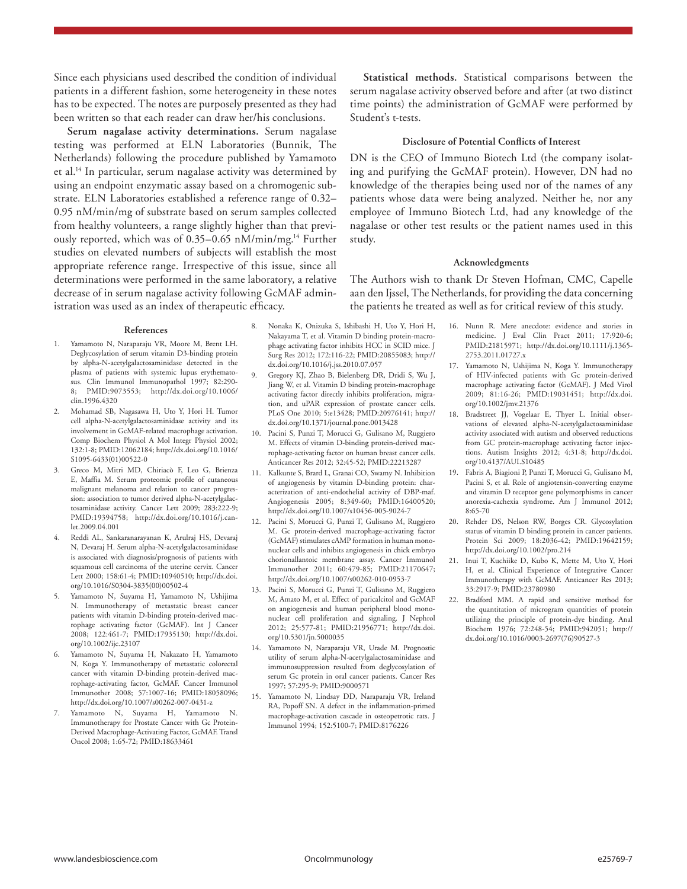Since each physicians used described the condition of individual patients in a different fashion, some heterogeneity in these notes has to be expected. The notes are purposely presented as they had been written so that each reader can draw her/his conclusions.

**Serum nagalase activity determinations.** Serum nagalase testing was performed at ELN Laboratories (Bunnik, The Netherlands) following the procedure published by Yamamoto et al.[14] In particular, serum nagalase activity was determined by using an endpoint enzymatic assay based on a chromogenic substrate. ELN Laboratories established a reference range of 0.32–0.95 nM/min/mg of substrate based on serum samples collected from healthy volunteers, a range slightly higher than that previously reported, which was of 0.35–0.65 nM/min/mg.[14] Further studies on elevated numbers of subjects will establish the most appropriate reference range. Irrespective of this issue, since all determinations were performed in the same laboratory, a relative decrease of in serum nagalase activity following GcMAF administration was used as an index of therapeutic efficacy.

**Statistical methods.** Statistical comparisons between the serum nagalase activity observed before and after (at two distinct time points) the administration of GcMAF were performed by Student's t-tests.

### Disclosure of Potential Conflicts of Interest

DN is the CEO of Immuno Biotech Ltd (the company isolating and purifying the GcMAF protein). However, DN had no knowledge of the therapies being used nor of the names of any patients whose data were being analyzed. Neither he, nor any employee of Immuno Biotech Ltd, had any knowledge of the nagalase or other test results or the patient names used in this study.

### Acknowledgments

The Authors wish to thank Dr Steven Hofman, CMC, Capelle aan den Ijssel, The Netherlands, for providing the data concerning the patients he treated as well as for critical review of this study.

### References

1. Yamamoto N, Naraparaju VR, Moore M, Brent LH. Deglycosylation of serum vitamin D3-binding protein by alpha-N-acetylgalactosaminidase detected in the plasma of patients with systemic lupus erythematosus. Clin Immunol Immunopathol 1997; 82:290-8; PMID:9073553; http://dx.doi.org/10.1006/clin.1996.4320
2. Mohamad SB, Nagasawa H, Uto Y, Hori H. Tumor cell alpha-N-acetylgalactosaminidase activity and its involvement in GcMAF-related macrophage activation. Comp Biochem Physiol A Mol Integr Physiol 2002; 132:1-8; PMID:12062184; http://dx.doi.org/10.1016/S1095-6433(01)00522-0
3. Greco M, Mitri MD, Chiriacò F, Leo G, Brienza E, Maffia M. Serum proteomic profile of cutaneous malignant melanoma and relation to cancer progression: association to tumor derived alpha-N-acetylgalactosaminidase activity. Cancer Lett 2009; 283:222-9; PMID:19394758; http://dx.doi.org/10.1016/j.canlet.2009.04.001
4. Reddi AL, Sankaranarayanan K, Arulraj HS, Devaraj N, Devaraj H. Serum alpha-N-acetylgalactosaminidase is associated with diagnosis/prognosis of patients with squamous cell carcinoma of the uterine cervix. Cancer Lett 2000; 158:61-4; PMID:10940510; http://dx.doi.org/10.1016/S0304-3835(00)00502-4
5. Yamamoto N, Suyama H, Yamamoto N, Ushijima N. Immunotherapy of metastatic breast cancer patients with vitamin D-binding protein-derived macrophage activating factor (GcMAF). Int J Cancer 2008; 122:461-7; PMID:17935130; http://dx.doi.org/10.1002/ijc.23107
6. Yamamoto N, Suyama H, Nakazato H, Yamamoto N, Koga Y. Immunotherapy of metastatic colorectal cancer with vitamin D-binding protein-derived macrophage-activating factor, GcMAF. Cancer Immunol Immunother 2008; 57:1007-16; PMID:18058096; http://dx.doi.org/10.1007/s00262-007-0431-z
7. Yamamoto N, Suyama H, Yamamoto N. Immunotherapy for Prostate Cancer with Gc Protein-Derived Macrophage-Activating Factor, GcMAF. Transl Oncol 2008; 1:65-72; PMID:18633461
8. Nonaka K, Onizuka S, Ishibashi H, Uto Y, Hori H, Nakayama T, et al. Vitamin D binding protein-macrophage activating factor inhibits HCC in SCID mice. J Surg Res 2012; 172:116-22; PMID:20855083; http://dx.doi.org/10.1016/j.jss.2010.07.057
9. Gregory KJ, Zhao B, Bielenberg DR, Dridi S, Wu J, Jiang W, et al. Vitamin D binding protein-macrophage activating factor directly inhibits proliferation, migration, and uPAR expression of prostate cancer cells. PLoS One 2010; 5:e13428; PMID:20976141; http://dx.doi.org/10.1371/journal.pone.0013428
10. Pacini S, Punzi T, Morucci G, Gulisano M, Ruggiero M. Effects of vitamin D-binding protein-derived macrophage-activating factor on human breast cancer cells. Anticancer Res 2012; 32:45-52; PMID:22213287
11. Kalkunte S, Brard L, Granai CO, Swamy N. Inhibition of angiogenesis by vitamin D-binding protein: characterization of anti-endothelial activity of DBP-maf. Angiogenesis 2005; 8:349-60; PMID:16400520; http://dx.doi.org/10.1007/s10456-005-9024-7
12. Pacini S, Morucci G, Punzi T, Gulisano M, Ruggiero M. Gc protein-derived macrophage-activating factor (GcMAF) stimulates cAMP formation in human mononuclear cells and inhibits angiogenesis in chick embryo chorionallantoic membrane assay. Cancer Immunol Immunother 2011; 60:479-85; PMID:21170647; http://dx.doi.org/10.1007/s00262-010-0953-7
13. Pacini S, Morucci G, Punzi T, Gulisano M, Ruggiero M, Amato M, et al. Effect of paricalcitol and GcMAF on angiogenesis and human peripheral blood mononuclear cell proliferation and signaling. J Nephrol 2012; 25:577-81; PMID:21956771; http://dx.doi.org/10.5301/jn.5000035
14. Yamamoto N, Naraparaju VR, Urade M. Prognostic utility of serum alpha-N-acetylgalactosaminidase and immunosuppression resulted from deglycosylation of serum Gc protein in oral cancer patients. Cancer Res 1997; 57:295-9; PMID:9000571
15. Yamamoto N, Lindsay DD, Naraparaju VR, Ireland RA, Popoff SN. A defect in the inflammation-primed macrophage-activation cascade in osteopetrotic rats. J Immunol 1994; 152:5100-7; PMID:8176226
16. Nunn R. Mere anecdote: evidence and stories in medicine. J Eval Clin Pract 2011; 17:920-6; PMID:21815971; http://dx.doi.org/10.1111/j.1365-2753.2011.01727.x
17. Yamamoto N, Ushijima N, Koga Y. Immunotherapy of HIV-infected patients with Gc protein-derived macrophage activating factor (GcMAF). J Med Virol 2009; 81:16-26; PMID:19031451; http://dx.doi.org/10.1002/jmv.21376
18. Bradstreet JJ, Vogelaar E, Thyer L. Initial observations of elevated alpha-N-acetylgalactosaminidase activity associated with autism and observed reductions from GC protein-macrophage activating factor injections. Autism Insights 2012; 4:31-8; http://dx.doi.org/10.4137/AUI.S10485
19. Fabris A, Biagioni P, Punzi T, Morucci G, Gulisano M, Pacini S, et al. Role of angiotensin-converting enzyme and vitamin D receptor gene polymorphisms in cancer anorexia-cachexia syndrome. Am J Immunol 2012; 8:65-70
20. Rehder DS, Nelson RW, Borges CR. Glycosylation status of vitamin D binding protein in cancer patients. Protein Sci 2009; 18:2036-42; PMID:19642159; http://dx.doi.org/10.1002/pro.214
21. Inui T, Kuchiike D, Kubo K, Mette M, Uto Y, Hori H, et al. Clinical Experience of Integrative Cancer Immunotherapy with GcMAF. Anticancer Res 2013; 33:2917-9; PMID:23780980
22. Bradford MM. A rapid and sensitive method for the quantitation of microgram quantities of protein utilizing the principle of protein-dye binding. Anal Biochem 1976; 72:248-54; PMID:942051; http://dx.doi.org/10.1016/0003-2697(76)90527-3